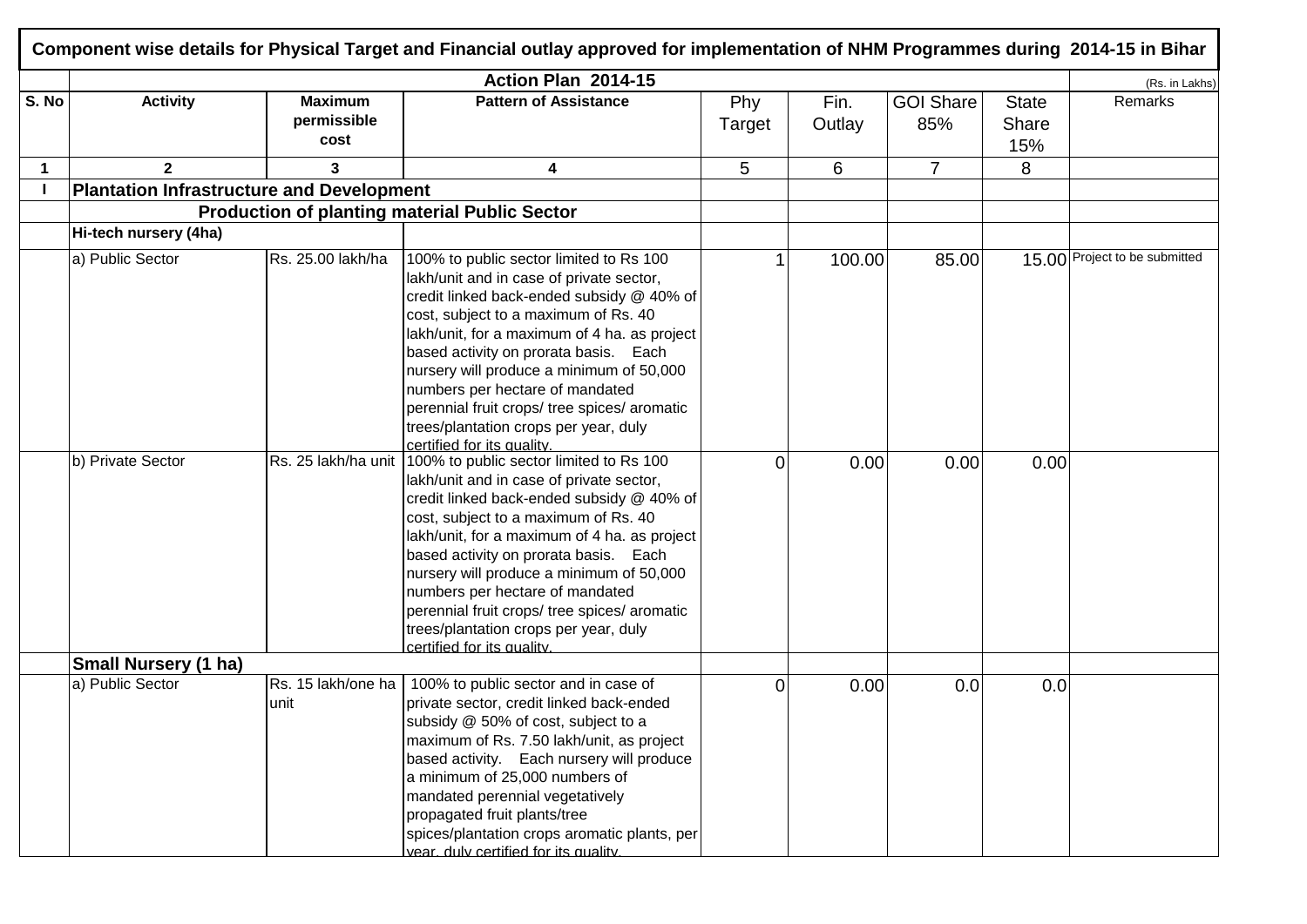# Component wise details for Physical Target and Financial outlay approved for implementation of NHM Programmes during 2014-15 in Bihar

| | Action Plan 2014-15 | | | | | | | (Rs. in Lakhs) |
|---|---|---|---|---|---|---|---|---|
| S. No | Activity | Maximum permissible cost | Pattern of Assistance | Phy Target | Fin. Outlay | GOI Share 85% | State Share 15% | Remarks |
| 1 | 2 | 3 | 4 | 5 | 6 | 7 | 8 | |
| I | **Plantation Infrastructure and Development** | | | | | | | |
| | **Production of planting material Public Sector** | | | | | | | |
| | **Hi-tech nursery (4ha)** | | | | | | | |
| | a) Public Sector | Rs. 25.00 lakh/ha | 100% to public sector limited to Rs 100 lakh/unit and in case of private sector, credit linked back-ended subsidy @ 40% of cost, subject to a maximum of Rs. 40 lakh/unit, for a maximum of 4 ha. as project based activity on prorata basis. Each nursery will produce a minimum of 50,000 numbers per hectare of mandated perennial fruit crops/ tree spices/ aromatic trees/plantation crops per year, duly certified for its quality. | 1 | 100.00 | 85.00 | 15.00 | Project to be submitted |
| | b) Private Sector | Rs. 25 lakh/ha unit | 100% to public sector limited to Rs 100 lakh/unit and in case of private sector, credit linked back-ended subsidy @ 40% of cost, subject to a maximum of Rs. 40 lakh/unit, for a maximum of 4 ha. as project based activity on prorata basis. Each nursery will produce a minimum of 50,000 numbers per hectare of mandated perennial fruit crops/ tree spices/ aromatic trees/plantation crops per year, duly certified for its quality. | 0 | 0.00 | 0.00 | 0.00 | |
| | **Small Nursery (1 ha)** | | | | | | | |
| | a) Public Sector | Rs. 15 lakh/one ha unit | 100% to public sector and in case of private sector, credit linked back-ended subsidy @ 50% of cost, subject to a maximum of Rs. 7.50 lakh/unit, as project based activity. Each nursery will produce a minimum of 25,000 numbers of mandated perennial vegetatively propagated fruit plants/tree spices/plantation crops aromatic plants, per year, duly certified for its quality. | 0 | 0.00 | 0.0 | 0.0 | |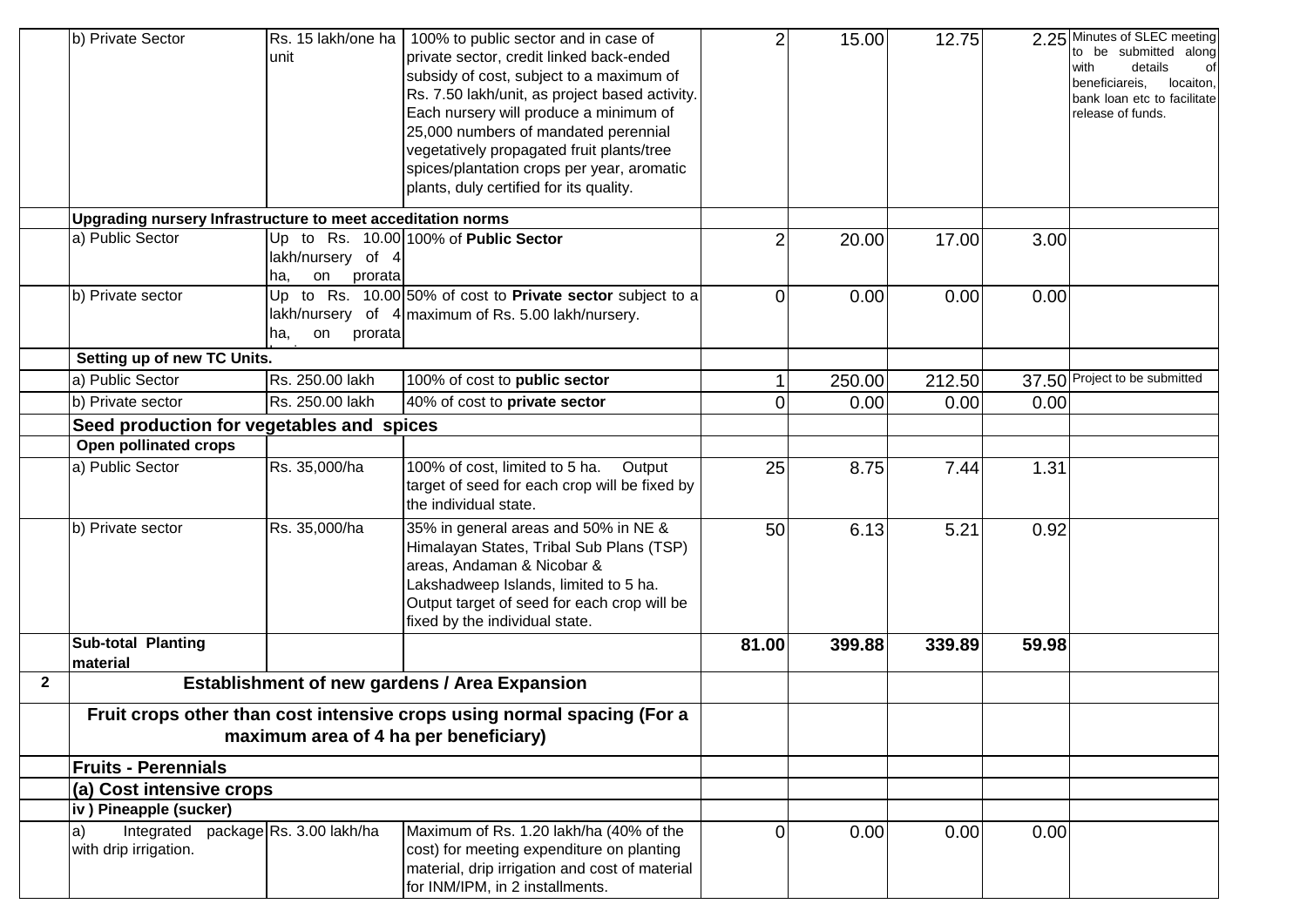| | | | | | | | | |
|---|---|---|---|---|---|---|---|---|
| | b) Private Sector | Rs. 15 lakh/one ha unit | 100% to public sector and in case of private sector, credit linked back-ended subsidy of cost, subject to a maximum of Rs. 7.50 lakh/unit, as project based activity. Each nursery will produce a minimum of 25,000 numbers of mandated perennial vegetatively propagated fruit plants/tree spices/plantation crops per year, aromatic plants, duly certified for its quality. | 2 | 15.00 | 12.75 | 2.25 | Minutes of SLEC meeting to be submitted along with details of beneficiareis, locaiton, bank loan etc to facilitate release of funds. |
| | **Upgrading nursery Infrastructure to meet acceditation norms** | | | | | | | |
| | a) Public Sector | Up to Rs. 10.00 lakh/nursery of 4 ha, on prorata | 100% of **Public Sector** | 2 | 20.00 | 17.00 | 3.00 | |
| | b) Private sector | Up to Rs. 10.00 lakh/nursery of 4 ha, on prorata | 50% of cost to **Private sector** subject to a maximum of Rs. 5.00 lakh/nursery. | 0 | 0.00 | 0.00 | 0.00 | |
| | **Setting up of new TC Units.** | | | | | | | |
| | a) Public Sector | Rs. 250.00 lakh | 100% of cost to **public sector** | 1 | 250.00 | 212.50 | 37.50 | Project to be submitted |
| | b) Private sector | Rs. 250.00 lakh | 40% of cost to **private sector** | 0 | 0.00 | 0.00 | 0.00 | |
| | **Seed production for vegetables and spices** | | | | | | | |
| | **Open pollinated crops** | | | | | | | |
| | a) Public Sector | Rs. 35,000/ha | 100% of cost, limited to 5 ha. Output target of seed for each crop will be fixed by the individual state. | 25 | 8.75 | 7.44 | 1.31 | |
| | b) Private sector | Rs. 35,000/ha | 35% in general areas and 50% in NE & Himalayan States, Tribal Sub Plans (TSP) areas, Andaman & Nicobar & Lakshadweep Islands, limited to 5 ha. Output target of seed for each crop will be fixed by the individual state. | 50 | 6.13 | 5.21 | 0.92 | |
| | **Sub-total Planting material** | | | **81.00** | **399.88** | **339.89** | **59.98** | |
| **2** | **Establishment of new gardens / Area Expansion** | | | | | | | |
| | **Fruit crops other than cost intensive crops using normal spacing (For a maximum area of 4 ha per beneficiary)** | | | | | | | |
| | **Fruits - Perennials** | | | | | | | |
| | **(a) Cost intensive crops** | | | | | | | |
| | **iv ) Pineapple (sucker)** | | | | | | | |
| | a) Integrated package with drip irrigation. | Rs. 3.00 lakh/ha | Maximum of Rs. 1.20 lakh/ha (40% of the cost) for meeting expenditure on planting material, drip irrigation and cost of material for INM/IPM, in 2 installments. | 0 | 0.00 | 0.00 | 0.00 | |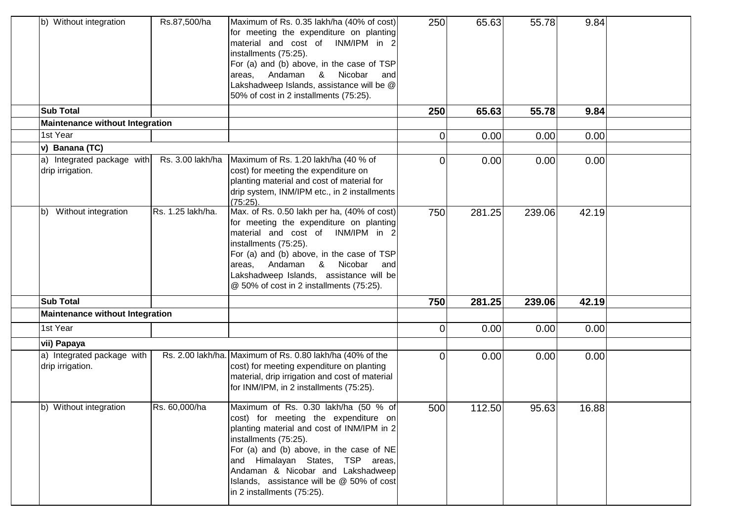| | | | | | | | |
|---|---|---|---|---|---|---|---|
| b) Without integration | Rs.87,500/ha | Maximum of Rs. 0.35 lakh/ha (40% of cost) for meeting the expenditure on planting material and cost of INM/IPM in 2 installments (75:25). For (a) and (b) above, in the case of TSP areas, Andaman & Nicobar and Lakshadweep Islands, assistance will be @ 50% of cost in 2 installments (75:25). | 250 | 65.63 | 55.78 | 9.84 | |
| **Sub Total** | | | **250** | **65.63** | **55.78** | **9.84** | |
| **Maintenance without Integration** | | | | | | | |
| 1st Year | | | 0 | 0.00 | 0.00 | 0.00 | |
| **v) Banana (TC)** | | | | | | | |
| a) Integrated package with drip irrigation. | Rs. 3.00 lakh/ha | Maximum of Rs. 1.20 lakh/ha (40 % of cost) for meeting the expenditure on planting material and cost of material for drip system, INM/IPM etc., in 2 installments (75:25). | 0 | 0.00 | 0.00 | 0.00 | |
| b) Without integration | Rs. 1.25 lakh/ha. | Max. of Rs. 0.50 lakh per ha, (40% of cost) for meeting the expenditure on planting material and cost of INM/IPM in 2 installments (75:25). For (a) and (b) above, in the case of TSP areas, Andaman & Nicobar and Lakshadweep Islands, assistance will be @ 50% of cost in 2 installments (75:25). | 750 | 281.25 | 239.06 | 42.19 | |
| **Sub Total** | | | **750** | **281.25** | **239.06** | **42.19** | |
| **Maintenance without Integration** | | | | | | | |
| 1st Year | | | 0 | 0.00 | 0.00 | 0.00 | |
| **vii) Papaya** | | | | | | | |
| a) Integrated package with drip irrigation. | Rs. 2.00 lakh/ha. | Maximum of Rs. 0.80 lakh/ha (40% of the cost) for meeting expenditure on planting material, drip irrigation and cost of material for INM/IPM, in 2 installments (75:25). | 0 | 0.00 | 0.00 | 0.00 | |
| b) Without integration | Rs. 60,000/ha | Maximum of Rs. 0.30 lakh/ha (50 % of cost) for meeting the expenditure on planting material and cost of INM/IPM in 2 installments (75:25). For (a) and (b) above, in the case of NE and Himalayan States, TSP areas, Andaman & Nicobar and Lakshadweep Islands, assistance will be @ 50% of cost in 2 installments (75:25). | 500 | 112.50 | 95.63 | 16.88 | |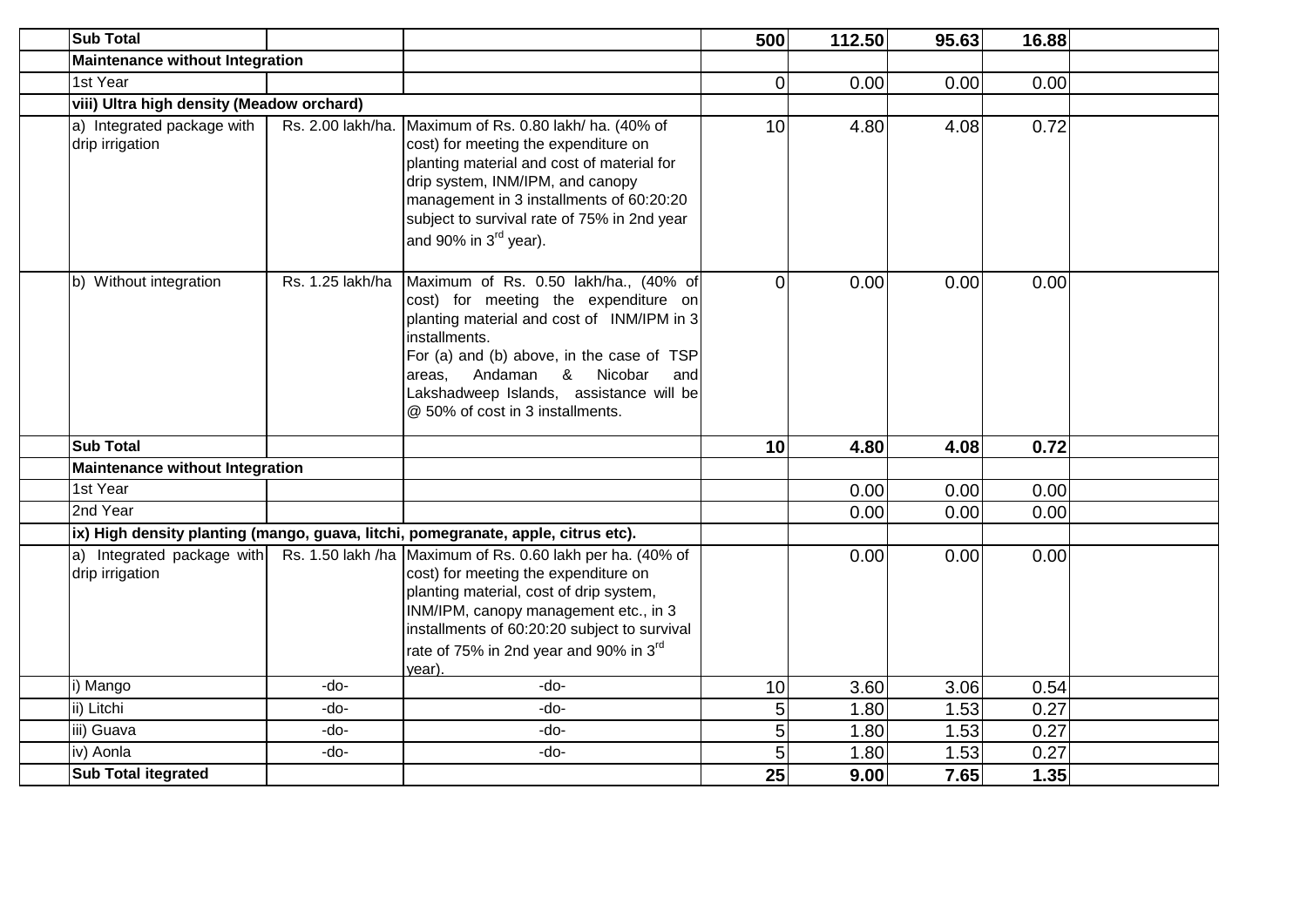| | | | | | | | |
|---|---|---|---|---|---|---|---|
| **Sub Total** | | | **500** | **112.50** | **95.63** | **16.88** | |
| **Maintenance without Integration** | | | | | | | |
| 1st Year | | | 0 | 0.00 | 0.00 | 0.00 | |
| **viii) Ultra high density (Meadow orchard)** | | | | | | | |
| a) Integrated package with drip irrigation | Rs. 2.00 lakh/ha. | Maximum of Rs. 0.80 lakh/ ha. (40% of cost) for meeting the expenditure on planting material and cost of material for drip system, INM/IPM, and canopy management in 3 installments of 60:20:20 subject to survival rate of 75% in 2nd year and 90% in 3rd year). | 10 | 4.80 | 4.08 | 0.72 | |
| b) Without integration | Rs. 1.25 lakh/ha | Maximum of Rs. 0.50 lakh/ha., (40% of cost) for meeting the expenditure on planting material and cost of INM/IPM in 3 installments. For (a) and (b) above, in the case of TSP areas, Andaman & Nicobar and Lakshadweep Islands, assistance will be @ 50% of cost in 3 installments. | 0 | 0.00 | 0.00 | 0.00 | |
| **Sub Total** | | | **10** | **4.80** | **4.08** | **0.72** | |
| **Maintenance without Integration** | | | | | | | |
| 1st Year | | | | 0.00 | 0.00 | 0.00 | |
| 2nd Year | | | | 0.00 | 0.00 | 0.00 | |
| **ix) High density planting (mango, guava, litchi, pomegranate, apple, citrus etc).** | | | | | | | |
| a) Integrated package with drip irrigation | Rs. 1.50 lakh /ha | Maximum of Rs. 0.60 lakh per ha. (40% of cost) for meeting the expenditure on planting material, cost of drip system, INM/IPM, canopy management etc., in 3 installments of 60:20:20 subject to survival rate of 75% in 2nd year and 90% in 3rd year). | | 0.00 | 0.00 | 0.00 | |
| i) Mango | -do- | -do- | 10 | 3.60 | 3.06 | 0.54 | |
| ii) Litchi | -do- | -do- | 5 | 1.80 | 1.53 | 0.27 | |
| iii) Guava | -do- | -do- | 5 | 1.80 | 1.53 | 0.27 | |
| iv) Aonla | -do- | -do- | 5 | 1.80 | 1.53 | 0.27 | |
| **Sub Total itegrated** | | | **25** | **9.00** | **7.65** | **1.35** | |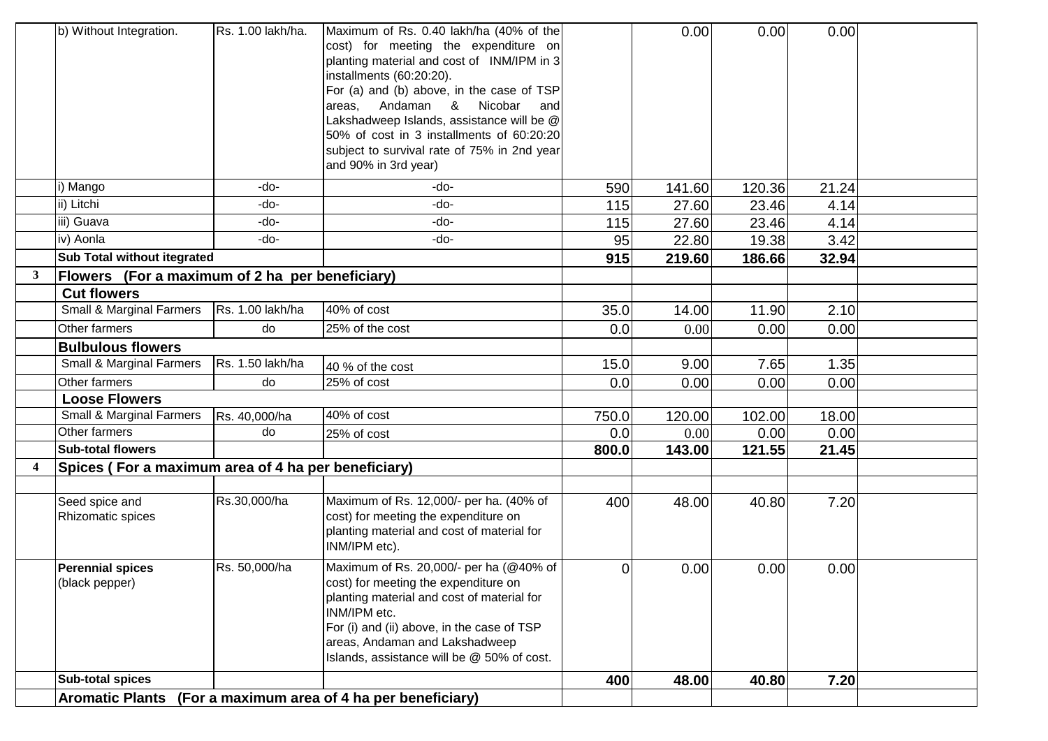|   |   |   |   |   |   |   |   |   |
|---|---|---|---|---|---|---|---|---|
|   | b) Without Integration. | Rs. 1.00 lakh/ha. | Maximum of Rs. 0.40 lakh/ha (40% of the cost) for meeting the expenditure on planting material and cost of INM/IPM in 3 installments (60:20:20). For (a) and (b) above, in the case of TSP areas, Andaman & Nicobar and Lakshadweep Islands, assistance will be @ 50% of cost in 3 installments of 60:20:20 subject to survival rate of 75% in 2nd year and 90% in 3rd year) |   | 0.00 | 0.00 | 0.00 |   |
|   | i) Mango | -do- | -do- | 590 | 141.60 | 120.36 | 21.24 |   |
|   | ii) Litchi | -do- | -do- | 115 | 27.60 | 23.46 | 4.14 |   |
|   | iii) Guava | -do- | -do- | 115 | 27.60 | 23.46 | 4.14 |   |
|   | iv) Aonla | -do- | -do- | 95 | 22.80 | 19.38 | 3.42 |   |
|   | **Sub Total without itegrated** |   |   | **915** | **219.60** | **186.66** | **32.94** |   |
| **3** | **Flowers (For a maximum of 2 ha per beneficiary)** |   |   |   |   |   |   |   |
|   | **Cut flowers** |   |   |   |   |   |   |   |
|   | Small & Marginal Farmers | Rs. 1.00 lakh/ha | 40% of cost | 35.0 | 14.00 | 11.90 | 2.10 |   |
|   | Other farmers | do | 25% of the cost | 0.0 | 0.00 | 0.00 | 0.00 |   |
|   | **Bulbulous flowers** |   |   |   |   |   |   |   |
|   | Small & Marginal Farmers | Rs. 1.50 lakh/ha | 40 % of the cost | 15.0 | 9.00 | 7.65 | 1.35 |   |
|   | Other farmers | do | 25% of cost | 0.0 | 0.00 | 0.00 | 0.00 |   |
|   | **Loose Flowers** |   |   |   |   |   |   |   |
|   | Small & Marginal Farmers | Rs. 40,000/ha | 40% of cost | 750.0 | 120.00 | 102.00 | 18.00 |   |
|   | Other farmers | do | 25% of cost | 0.0 | 0.00 | 0.00 | 0.00 |   |
|   | **Sub-total flowers** |   |   | **800.0** | **143.00** | **121.55** | **21.45** |   |
| **4** | **Spices ( For a maximum area of 4 ha per beneficiary)** |   |   |   |   |   |   |   |
|   |   |   |   |   |   |   |   |   |
|   | Seed spice and Rhizomatic spices | Rs.30,000/ha | Maximum of Rs. 12,000/- per ha. (40% of cost) for meeting the expenditure on planting material and cost of material for INM/IPM etc). | 400 | 48.00 | 40.80 | 7.20 |   |
|   | **Perennial spices** (black pepper) | Rs. 50,000/ha | Maximum of Rs. 20,000/- per ha (@40% of cost) for meeting the expenditure on planting material and cost of material for INM/IPM etc. For (i) and (ii) above, in the case of TSP areas, Andaman and Lakshadweep Islands, assistance will be @ 50% of cost. | 0 | 0.00 | 0.00 | 0.00 |   |
|   | **Sub-total spices** |   |   | **400** | **48.00** | **40.80** | **7.20** |   |
|   | **Aromatic Plants (For a maximum area of 4 ha per beneficiary)** |   |   |   |   |   |   |   |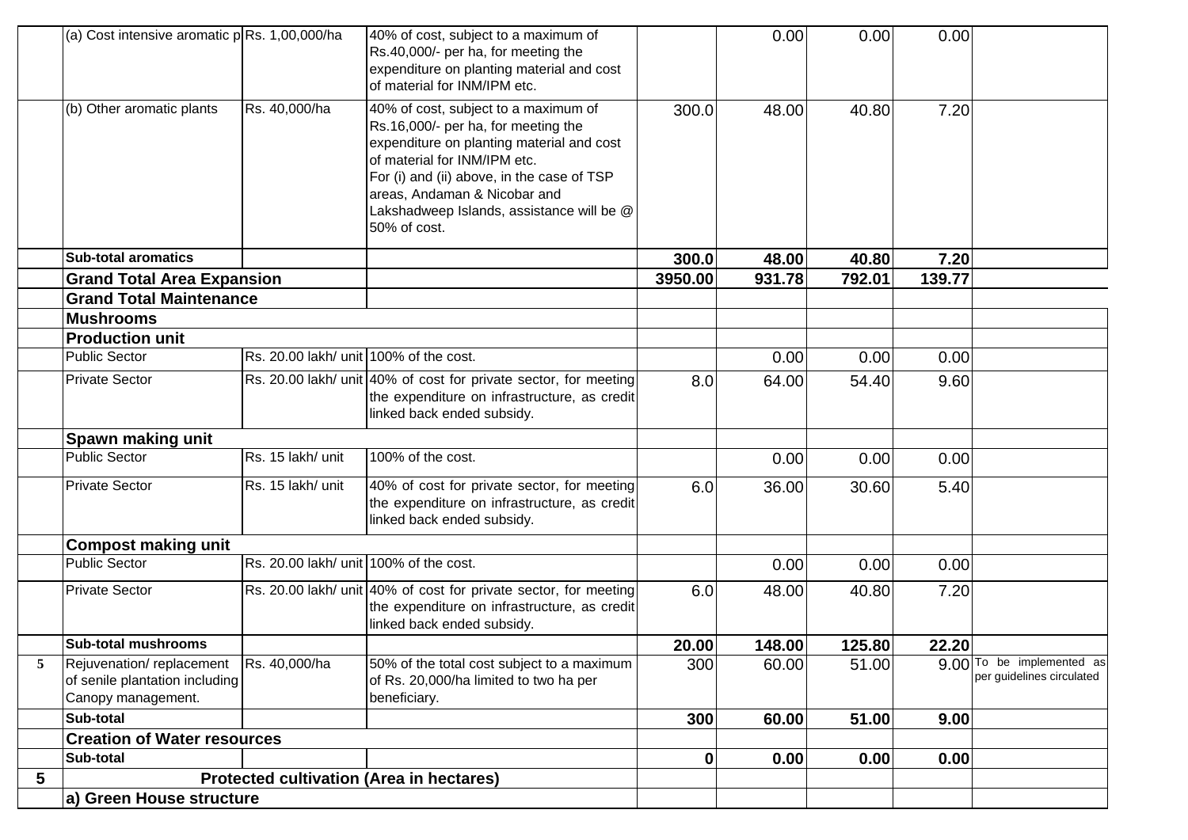|  |  |  |  |  |  |  |  |  |
|---|---|---|---|---|---|---|---|---|
|  | (a) Cost intensive aromatic p | Rs. 1,00,000/ha | 40% of cost, subject to a maximum of Rs.40,000/- per ha, for meeting the expenditure on planting material and cost of material for INM/IPM etc. |  | 0.00 | 0.00 | 0.00 |  |
|  | (b) Other aromatic plants | Rs. 40,000/ha | 40% of cost, subject to a maximum of Rs.16,000/- per ha, for meeting the expenditure on planting material and cost of material for INM/IPM etc. For (i) and (ii) above, in the case of TSP areas, Andaman & Nicobar and Lakshadweep Islands, assistance will be @ 50% of cost. | 300.0 | 48.00 | 40.80 | 7.20 |  |
|  | **Sub-total aromatics** |  |  | **300.0** | **48.00** | **40.80** | **7.20** |  |
|  | **Grand Total Area Expansion** |  |  | **3950.00** | **931.78** | **792.01** | **139.77** |  |
|  | **Grand Total Maintenance** |  |  |  |  |  |  |  |
|  | **Mushrooms** |  |  |  |  |  |  |  |
|  | **Production unit** |  |  |  |  |  |  |  |
|  | Public Sector | Rs. 20.00 lakh/ unit | 100% of the cost. |  | 0.00 | 0.00 | 0.00 |  |
|  | Private Sector | Rs. 20.00 lakh/ unit | 40% of cost for private sector, for meeting the expenditure on infrastructure, as credit linked back ended subsidy. | 8.0 | 64.00 | 54.40 | 9.60 |  |
|  | **Spawn making unit** |  |  |  |  |  |  |  |
|  | Public Sector | Rs. 15 lakh/ unit | 100% of the cost. |  | 0.00 | 0.00 | 0.00 |  |
|  | Private Sector | Rs. 15 lakh/ unit | 40% of cost for private sector, for meeting the expenditure on infrastructure, as credit linked back ended subsidy. | 6.0 | 36.00 | 30.60 | 5.40 |  |
|  | **Compost making unit** |  |  |  |  |  |  |  |
|  | Public Sector | Rs. 20.00 lakh/ unit | 100% of the cost. |  | 0.00 | 0.00 | 0.00 |  |
|  | Private Sector | Rs. 20.00 lakh/ unit | 40% of cost for private sector, for meeting the expenditure on infrastructure, as credit linked back ended subsidy. | 6.0 | 48.00 | 40.80 | 7.20 |  |
|  | **Sub-total mushrooms** |  |  | **20.00** | **148.00** | **125.80** | **22.20** |  |
| 5 | Rejuvenation/ replacement of senile plantation including Canopy management. | Rs. 40,000/ha | 50% of the total cost subject to a maximum of Rs. 20,000/ha limited to two ha per beneficiary. | 300 | 60.00 | 51.00 | 9.00 | To be implemented as per guidelines circulated |
|  | **Sub-total** |  |  | **300** | **60.00** | **51.00** | **9.00** |  |
|  | **Creation of Water resources** |  |  |  |  |  |  |  |
|  | **Sub-total** |  |  | **0** | **0.00** | **0.00** | **0.00** |  |
| **5** | **Protected cultivation (Area in hectares)** |  |  |  |  |  |  |  |
|  | **a) Green House structure** |  |  |  |  |  |  |  |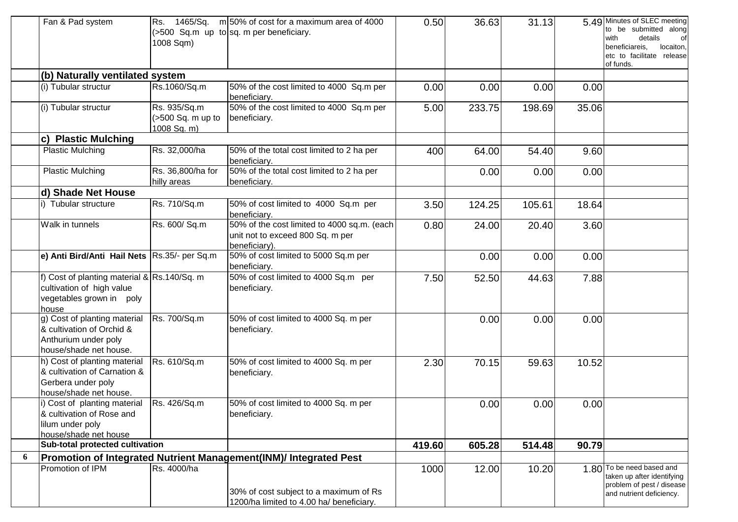| | | | | | | | | |
|---|---|---|---|---|---|---|---|---|
| | Fan & Pad system | Rs. 1465/Sq. m (>500 Sq.m up to 1008 Sqm) | 50% of cost for a maximum area of 4000 sq. m per beneficiary. | 0.50 | 36.63 | 31.13 | 5.49 | Minutes of SLEC meeting to be submitted along with details of beneficiareis, locaiton, etc to facilitate release of funds. |
| | **(b) Naturally ventilated system** | | | | | | | |
| | (i) Tubular structur | Rs.1060/Sq.m | 50% of the cost limited to 4000 Sq.m per beneficiary. | 0.00 | 0.00 | 0.00 | 0.00 | |
| | (i) Tubular structur | Rs. 935/Sq.m (>500 Sq. m up to 1008 Sq. m) | 50% of the cost limited to 4000 Sq.m per beneficiary. | 5.00 | 233.75 | 198.69 | 35.06 | |
| | **c) Plastic Mulching** | | | | | | | |
| | Plastic Mulching | Rs. 32,000/ha | 50% of the total cost limited to 2 ha per beneficiary. | 400 | 64.00 | 54.40 | 9.60 | |
| | Plastic Mulching | Rs. 36,800/ha for hilly areas | 50% of the total cost limited to 2 ha per beneficiary. | | 0.00 | 0.00 | 0.00 | |
| | **d) Shade Net House** | | | | | | | |
| | i) Tubular structure | Rs. 710/Sq.m | 50% of cost limited to 4000 Sq.m per beneficiary. | 3.50 | 124.25 | 105.61 | 18.64 | |
| | Walk in tunnels | Rs. 600/ Sq.m | 50% of the cost limited to 4000 sq.m. (each unit not to exceed 800 Sq. m per beneficiary). | 0.80 | 24.00 | 20.40 | 3.60 | |
| | **e) Anti Bird/Anti Hail Nets** | Rs.35/- per Sq.m | 50% of cost limited to 5000 Sq.m per beneficiary. | | 0.00 | 0.00 | 0.00 | |
| | f) Cost of planting material & cultivation of high value vegetables grown in poly house | Rs.140/Sq. m | 50% of cost limited to 4000 Sq.m per beneficiary. | 7.50 | 52.50 | 44.63 | 7.88 | |
| | g) Cost of planting material & cultivation of Orchid & Anthurium under poly house/shade net house. | Rs. 700/Sq.m | 50% of cost limited to 4000 Sq. m per beneficiary. | | 0.00 | 0.00 | 0.00 | |
| | h) Cost of planting material & cultivation of Carnation & Gerbera under poly house/shade net house. | Rs. 610/Sq.m | 50% of cost limited to 4000 Sq. m per beneficiary. | 2.30 | 70.15 | 59.63 | 10.52 | |
| | i) Cost of planting material & cultivation of Rose and lilum under poly house/shade net house | Rs. 426/Sq.m | 50% of cost limited to 4000 Sq. m per beneficiary. | | 0.00 | 0.00 | 0.00 | |
| | **Sub-total protected cultivation** | | | **419.60** | **605.28** | **514.48** | **90.79** | |
| **6** | **Promotion of Integrated Nutrient Management(INM)/ Integrated Pest** | | | | | | | |
| | Promotion of IPM | Rs. 4000/ha | 30% of cost subject to a maximum of Rs 1200/ha limited to 4.00 ha/ beneficiary. | 1000 | 12.00 | 10.20 | 1.80 | To be need based and taken up after identifying problem of pest / disease and nutrient deficiency. |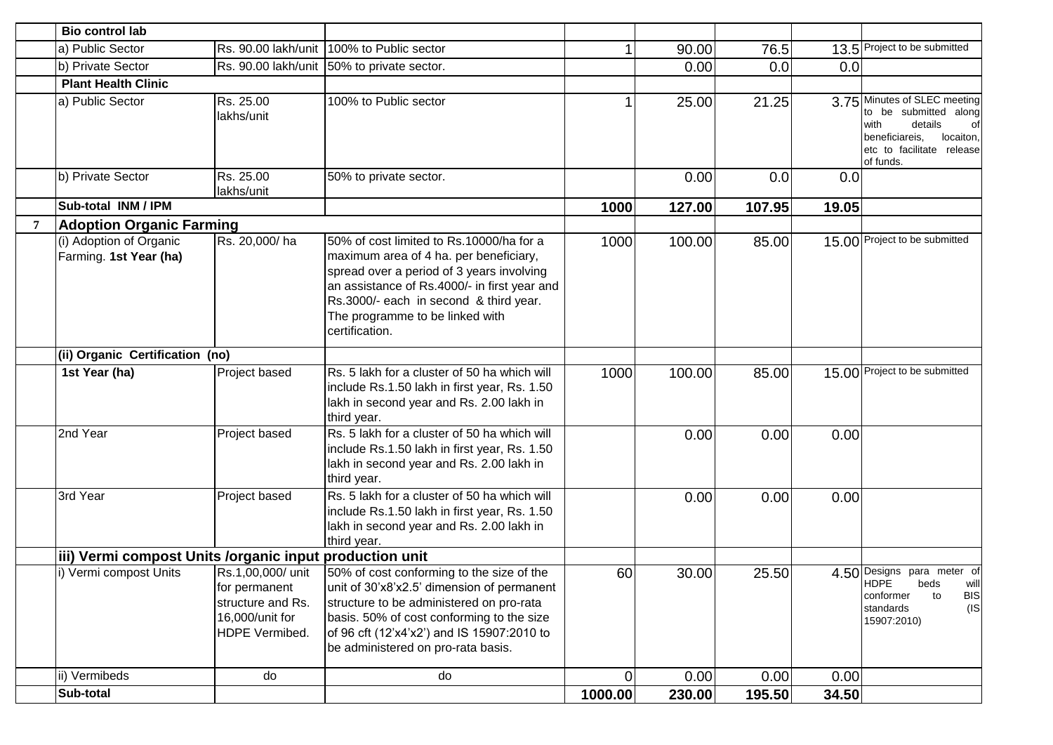| | | | | | | | | |
|---|---|---|---|---|---|---|---|---|
| | **Bio control lab** | | | | | | | |
| | a) Public Sector | Rs. 90.00 lakh/unit | 100% to Public sector | 1 | 90.00 | 76.5 | 13.5 | Project to be submitted |
| | b) Private Sector | Rs. 90.00 lakh/unit | 50% to private sector. | | 0.00 | 0.0 | 0.0 | |
| | **Plant Health Clinic** | | | | | | | |
| | a) Public Sector | Rs. 25.00 lakhs/unit | 100% to Public sector | 1 | 25.00 | 21.25 | 3.75 | Minutes of SLEC meeting to be submitted along with details of beneficiareis, locaiton, etc to facilitate release of funds. |
| | b) Private Sector | Rs. 25.00 lakhs/unit | 50% to private sector. | | 0.00 | 0.0 | 0.0 | |
| | **Sub-total INM / IPM** | | | **1000** | **127.00** | **107.95** | **19.05** | |
| **7** | **Adoption Organic Farming** | | | | | | | |
| | (i) Adoption of Organic Farming. **1st Year (ha)** | Rs. 20,000/ ha | 50% of cost limited to Rs.10000/ha for a maximum area of 4 ha. per beneficiary, spread over a period of 3 years involving an assistance of Rs.4000/- in first year and Rs.3000/- each in second & third year. The programme to be linked with certification. | 1000 | 100.00 | 85.00 | 15.00 | Project to be submitted |
| | **(ii) Organic Certification (no)** | | | | | | | |
| | **1st Year (ha)** | Project based | Rs. 5 lakh for a cluster of 50 ha which will include Rs.1.50 lakh in first year, Rs. 1.50 lakh in second year and Rs. 2.00 lakh in third year. | 1000 | 100.00 | 85.00 | 15.00 | Project to be submitted |
| | 2nd Year | Project based | Rs. 5 lakh for a cluster of 50 ha which will include Rs.1.50 lakh in first year, Rs. 1.50 lakh in second year and Rs. 2.00 lakh in third year. | | 0.00 | 0.00 | 0.00 | |
| | 3rd Year | Project based | Rs. 5 lakh for a cluster of 50 ha which will include Rs.1.50 lakh in first year, Rs. 1.50 lakh in second year and Rs. 2.00 lakh in third year. | | 0.00 | 0.00 | 0.00 | |
| | **iii) Vermi compost Units /organic input production unit** | | | | | | | |
| | i) Vermi compost Units | Rs.1,00,000/ unit for permanent structure and Rs. 16,000/unit for HDPE Vermibed. | 50% of cost conforming to the size of the unit of 30'x8'x2.5' dimension of permanent structure to be administered on pro-rata basis. 50% of cost conforming to the size of 96 cft (12'x4'x2') and IS 15907:2010 to be administered on pro-rata basis. | 60 | 30.00 | 25.50 | 4.50 | Designs para meter of HDPE beds will conformer to BIS standards (IS 15907:2010) |
| | ii) Vermibeds | do | do | 0 | 0.00 | 0.00 | 0.00 | |
| | **Sub-total** | | | **1000.00** | **230.00** | **195.50** | **34.50** | |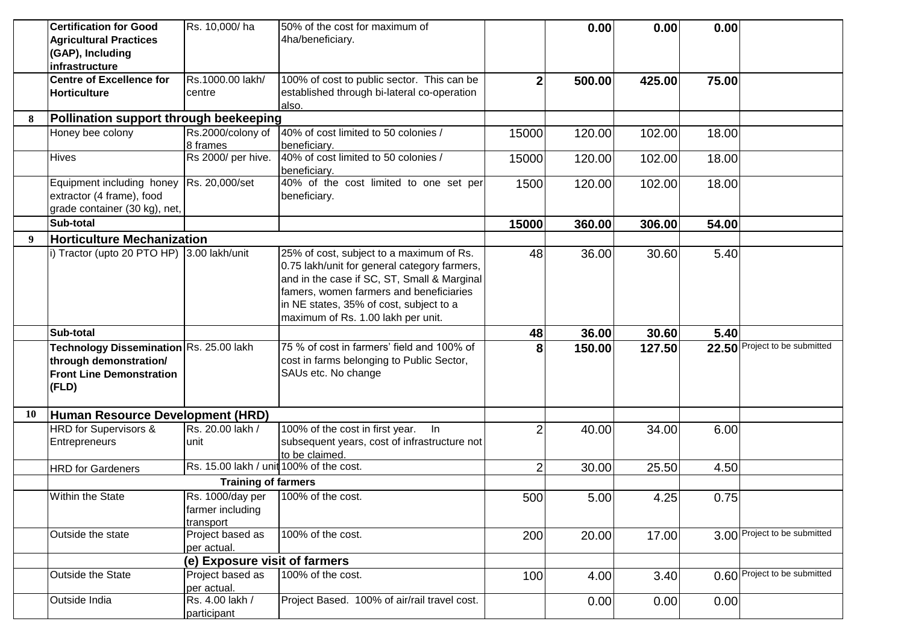|  |  |  |  |  |  |  |  |  |
|---|---|---|---|---|---|---|---|---|
|  | **Certification for Good Agricultural Practices (GAP), Including infrastructure** | Rs. 10,000/ ha | 50% of the cost for maximum of 4ha/beneficiary. |  | **0.00** | **0.00** | **0.00** |  |
|  | **Centre of Excellence for Horticulture** | Rs.1000.00 lakh/ centre | 100% of cost to public sector. This can be established through bi-lateral co-operation also. | **2** | **500.00** | **425.00** | **75.00** |  |
| **8** | **Pollination support through beekeeping** |  |  |  |  |  |  |  |
|  | Honey bee colony | Rs.2000/colony of 8 frames | 40% of cost limited to 50 colonies / beneficiary. | 15000 | 120.00 | 102.00 | 18.00 |  |
|  | Hives | Rs 2000/ per hive. | 40% of cost limited to 50 colonies / beneficiary. | 15000 | 120.00 | 102.00 | 18.00 |  |
|  | Equipment including honey extractor (4 frame), food grade container (30 kg), net, | Rs. 20,000/set | 40% of the cost limited to one set per beneficiary. | 1500 | 120.00 | 102.00 | 18.00 |  |
|  | **Sub-total** |  |  | **15000** | **360.00** | **306.00** | **54.00** |  |
| **9** | **Horticulture Mechanization** |  |  |  |  |  |  |  |
|  | i) Tractor (upto 20 PTO HP) | 3.00 lakh/unit | 25% of cost, subject to a maximum of Rs. 0.75 lakh/unit for general category farmers, and in the case if SC, ST, Small & Marginal famers, women farmers and beneficiaries in NE states, 35% of cost, subject to a maximum of Rs. 1.00 lakh per unit. | 48 | 36.00 | 30.60 | 5.40 |  |
|  | **Sub-total** |  |  | **48** | **36.00** | **30.60** | **5.40** |  |
|  | **Technology Dissemination through demonstration/ Front Line Demonstration (FLD)** | Rs. 25.00 lakh | 75 % of cost in farmers' field and 100% of cost in farms belonging to Public Sector, SAUs etc. No change | **8** | **150.00** | **127.50** | **22.50** | Project to be submitted |
| **10** | **Human Resource Development (HRD)** |  |  |  |  |  |  |  |
|  | HRD for Supervisors & Entrepreneurs | Rs. 20.00 lakh / unit | 100% of the cost in first year. In subsequent years, cost of infrastructure not to be claimed. | 2 | 40.00 | 34.00 | 6.00 |  |
|  | HRD for Gardeners | Rs. 15.00 lakh / unit | 100% of the cost. | 2 | 30.00 | 25.50 | 4.50 |  |
|  | **Training of farmers** |  |  |  |  |  |  |  |
|  | Within the State | Rs. 1000/day per farmer including transport | 100% of the cost. | 500 | 5.00 | 4.25 | 0.75 |  |
|  | Outside the state | Project based as per actual. | 100% of the cost. | 200 | 20.00 | 17.00 | 3.00 | Project to be submitted |
|  | **(e) Exposure visit of farmers** |  |  |  |  |  |  |  |
|  | Outside the State | Project based as per actual. | 100% of the cost. | 100 | 4.00 | 3.40 | 0.60 | Project to be submitted |
|  | Outside India | Rs. 4.00 lakh / participant | Project Based. 100% of air/rail travel cost. |  | 0.00 | 0.00 | 0.00 |  |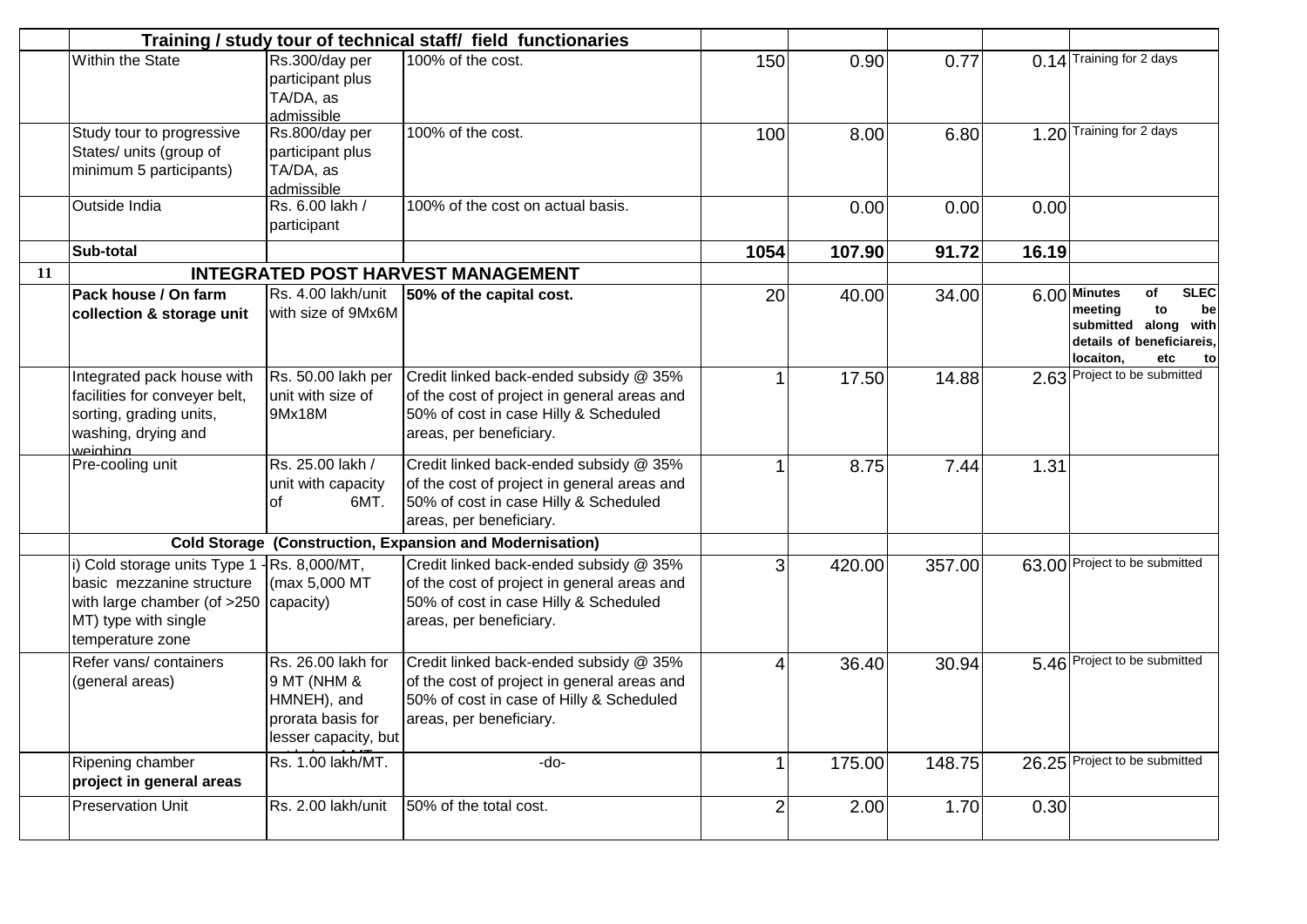| | | | | | | | | |
|---|---|---|---|---|---|---|---|---|
| | **Training / study tour of technical staff/ field functionaries** | | | | | | | |
| | Within the State | Rs.300/day per participant plus TA/DA, as admissible | 100% of the cost. | 150 | 0.90 | 0.77 | 0.14 | Training for 2 days |
| | Study tour to progressive States/ units (group of minimum 5 participants) | Rs.800/day per participant plus TA/DA, as admissible | 100% of the cost. | 100 | 8.00 | 6.80 | 1.20 | Training for 2 days |
| | Outside India | Rs. 6.00 lakh / participant | 100% of the cost on actual basis. | | 0.00 | 0.00 | 0.00 | |
| | **Sub-total** | | | **1054** | **107.90** | **91.72** | **16.19** | |
| **11** | **INTEGRATED POST HARVEST MANAGEMENT** | | | | | | | |
| | **Pack house / On farm collection & storage unit** | Rs. 4.00 lakh/unit with size of 9Mx6M | **50% of the capital cost.** | 20 | 40.00 | 34.00 | 6.00 | **Minutes of SLEC meeting to be submitted along with details of beneficiareis, locaiton, etc to** |
| | Integrated pack house with facilities for conveyer belt, sorting, grading units, washing, drying and weighing | Rs. 50.00 lakh per unit with size of 9Mx18M | Credit linked back-ended subsidy @ 35% of the cost of project in general areas and 50% of cost in case Hilly & Scheduled areas, per beneficiary. | 1 | 17.50 | 14.88 | 2.63 | Project to be submitted |
| | Pre-cooling unit | Rs. 25.00 lakh / unit with capacity of 6MT. | Credit linked back-ended subsidy @ 35% of the cost of project in general areas and 50% of cost in case Hilly & Scheduled areas, per beneficiary. | 1 | 8.75 | 7.44 | 1.31 | |
| | **Cold Storage (Construction, Expansion and Modernisation)** | | | | | | | |
| | i) Cold storage units Type 1 - basic mezzanine structure with large chamber (of >250 MT) type with single temperature zone | Rs. 8,000/MT, (max 5,000 MT capacity) | Credit linked back-ended subsidy @ 35% of the cost of project in general areas and 50% of cost in case Hilly & Scheduled areas, per beneficiary. | 3 | 420.00 | 357.00 | 63.00 | Project to be submitted |
| | Refer vans/ containers (general areas) | Rs. 26.00 lakh for 9 MT (NHM & HMNEH), and prorata basis for lesser capacity, but | Credit linked back-ended subsidy @ 35% of the cost of project in general areas and 50% of cost in case of Hilly & Scheduled areas, per beneficiary. | 4 | 36.40 | 30.94 | 5.46 | Project to be submitted |
| | Ripening chamber **project in general areas** | Rs. 1.00 lakh/MT. | -do- | 1 | 175.00 | 148.75 | 26.25 | Project to be submitted |
| | Preservation Unit | Rs. 2.00 lakh/unit | 50% of the total cost. | 2 | 2.00 | 1.70 | 0.30 | |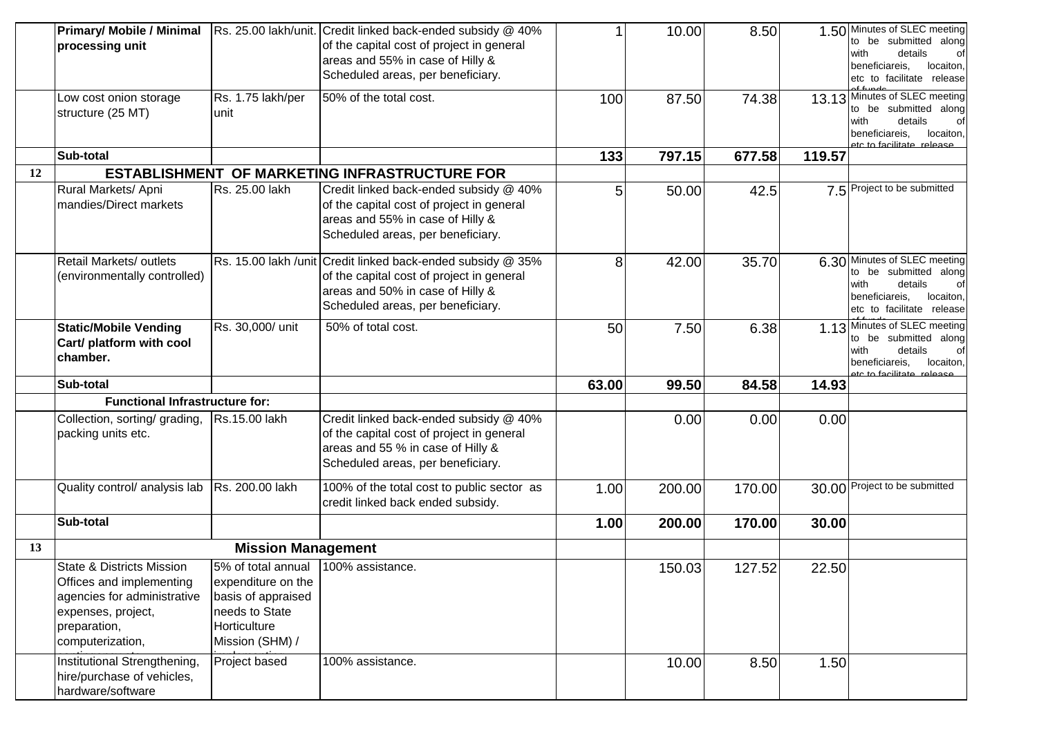| | | | | | | | | |
|---|---|---|---|---|---|---|---|---|
| | **Primary/ Mobile / Minimal processing unit** | Rs. 25.00 lakh/unit. | Credit linked back-ended subsidy @ 40% of the capital cost of project in general areas and 55% in case of Hilly & Scheduled areas, per beneficiary. | 1 | 10.00 | 8.50 | 1.50 | Minutes of SLEC meeting to be submitted along with details of beneficiareis, locaiton, etc to facilitate release of funds |
| | Low cost onion storage structure (25 MT) | Rs. 1.75 lakh/per unit | 50% of the total cost. | 100 | 87.50 | 74.38 | 13.13 | Minutes of SLEC meeting to be submitted along with details of beneficiareis, locaiton, etc to facilitate release |
| | **Sub-total** | | | **133** | **797.15** | **677.58** | **119.57** | |
| **12** | **ESTABLISHMENT OF MARKETING INFRASTRUCTURE FOR** | | | | | | | |
| | Rural Markets/ Apni mandies/Direct markets | Rs. 25.00 lakh | Credit linked back-ended subsidy @ 40% of the capital cost of project in general areas and 55% in case of Hilly & Scheduled areas, per beneficiary. | 5 | 50.00 | 42.5 | 7.5 | Project to be submitted |
| | Retail Markets/ outlets (environmentally controlled) | Rs. 15.00 lakh /unit | Credit linked back-ended subsidy @ 35% of the capital cost of project in general areas and 50% in case of Hilly & Scheduled areas, per beneficiary. | 8 | 42.00 | 35.70 | 6.30 | Minutes of SLEC meeting to be submitted along with details of beneficiareis, locaiton, etc to facilitate release of funds |
| | **Static/Mobile Vending Cart/ platform with cool chamber.** | Rs. 30,000/ unit | 50% of total cost. | 50 | 7.50 | 6.38 | 1.13 | Minutes of SLEC meeting to be submitted along with details of beneficiareis, locaiton, etc to facilitate release |
| | **Sub-total** | | | **63.00** | **99.50** | **84.58** | **14.93** | |
| | **Functional Infrastructure for:** | | | | | | | |
| | Collection, sorting/ grading, packing units etc. | Rs.15.00 lakh | Credit linked back-ended subsidy @ 40% of the capital cost of project in general areas and 55 % in case of Hilly & Scheduled areas, per beneficiary. | | 0.00 | 0.00 | 0.00 | |
| | Quality control/ analysis lab | Rs. 200.00 lakh | 100% of the total cost to public sector as credit linked back ended subsidy. | 1.00 | 200.00 | 170.00 | 30.00 | Project to be submitted |
| | **Sub-total** | | | **1.00** | **200.00** | **170.00** | **30.00** | |
| **13** | **Mission Management** | | | | | | | |
| | State & Districts Mission Offices and implementing agencies for administrative expenses, project, preparation, computerization, contingency etc. | 5% of total annual expenditure on the basis of appraised needs to State Horticulture Mission (SHM) / implementing | 100% assistance. | | 150.03 | 127.52 | 22.50 | |
| | Institutional Strengthening, hire/purchase of vehicles, hardware/software | Project based | 100% assistance. | | 10.00 | 8.50 | 1.50 | |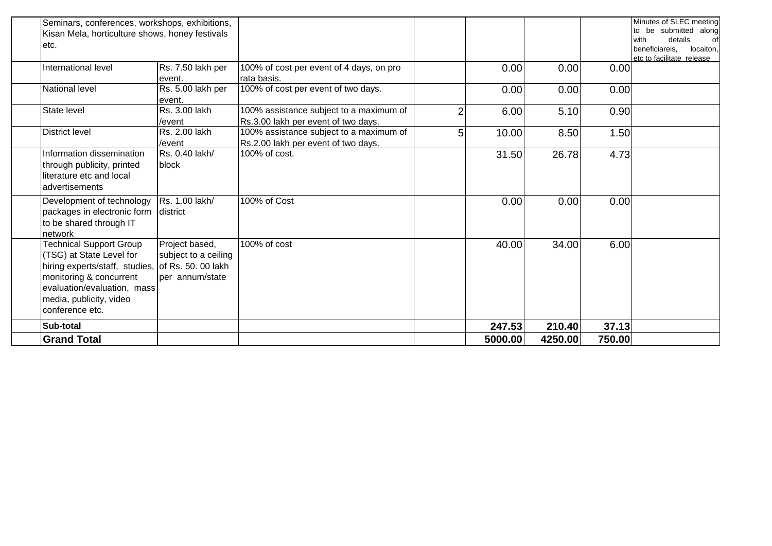| | | | | | | | | |
|---|---|---|---|---|---|---|---|---|
| | Seminars, conferences, workshops, exhibitions, Kisan Mela, horticulture shows, honey festivals etc. | | | | | | | Minutes of SLEC meeting to be submitted along with details of beneficiareis, locaiton, etc to facilitate release |
| | International level | Rs. 7.50 lakh per event. | 100% of cost per event of 4 days, on pro rata basis. | | 0.00 | 0.00 | 0.00 | |
| | National level | Rs. 5.00 lakh per event. | 100% of cost per event of two days. | | 0.00 | 0.00 | 0.00 | |
| | State level | Rs. 3.00 lakh /event | 100% assistance subject to a maximum of Rs.3.00 lakh per event of two days. | 2 | 6.00 | 5.10 | 0.90 | |
| | District level | Rs. 2.00 lakh /event | 100% assistance subject to a maximum of Rs.2.00 lakh per event of two days. | 5 | 10.00 | 8.50 | 1.50 | |
| | Information dissemination through publicity, printed literature etc and local advertisements | Rs. 0.40 lakh/ block | 100% of cost. | | 31.50 | 26.78 | 4.73 | |
| | Development of technology packages in electronic form to be shared through IT network | Rs. 1.00 lakh/ district | 100% of Cost | | 0.00 | 0.00 | 0.00 | |
| | Technical Support Group (TSG) at State Level for hiring experts/staff, studies, monitoring & concurrent evaluation/evaluation, mass media, publicity, video conference etc. | Project based, subject to a ceiling of Rs. 50. 00 lakh per annum/state | 100% of cost | | 40.00 | 34.00 | 6.00 | |
| | **Sub-total** | | | | **247.53** | **210.40** | **37.13** | |
| | **Grand Total** | | | | **5000.00** | **4250.00** | **750.00** | |